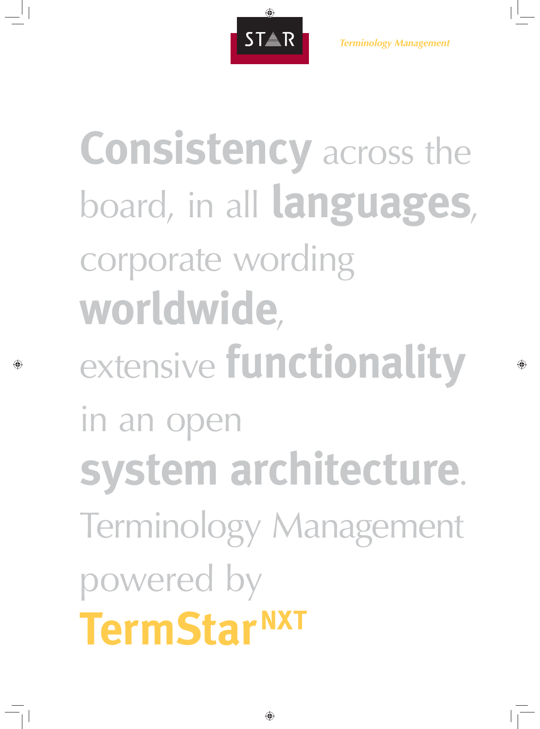STAR

*Terminology Management*

**Consistency** across the board, in all **languages**, corporate wording **worldwide**, extensive **functionality** in an open **system architecture**. Terminology Management powered by

# TermStar NXT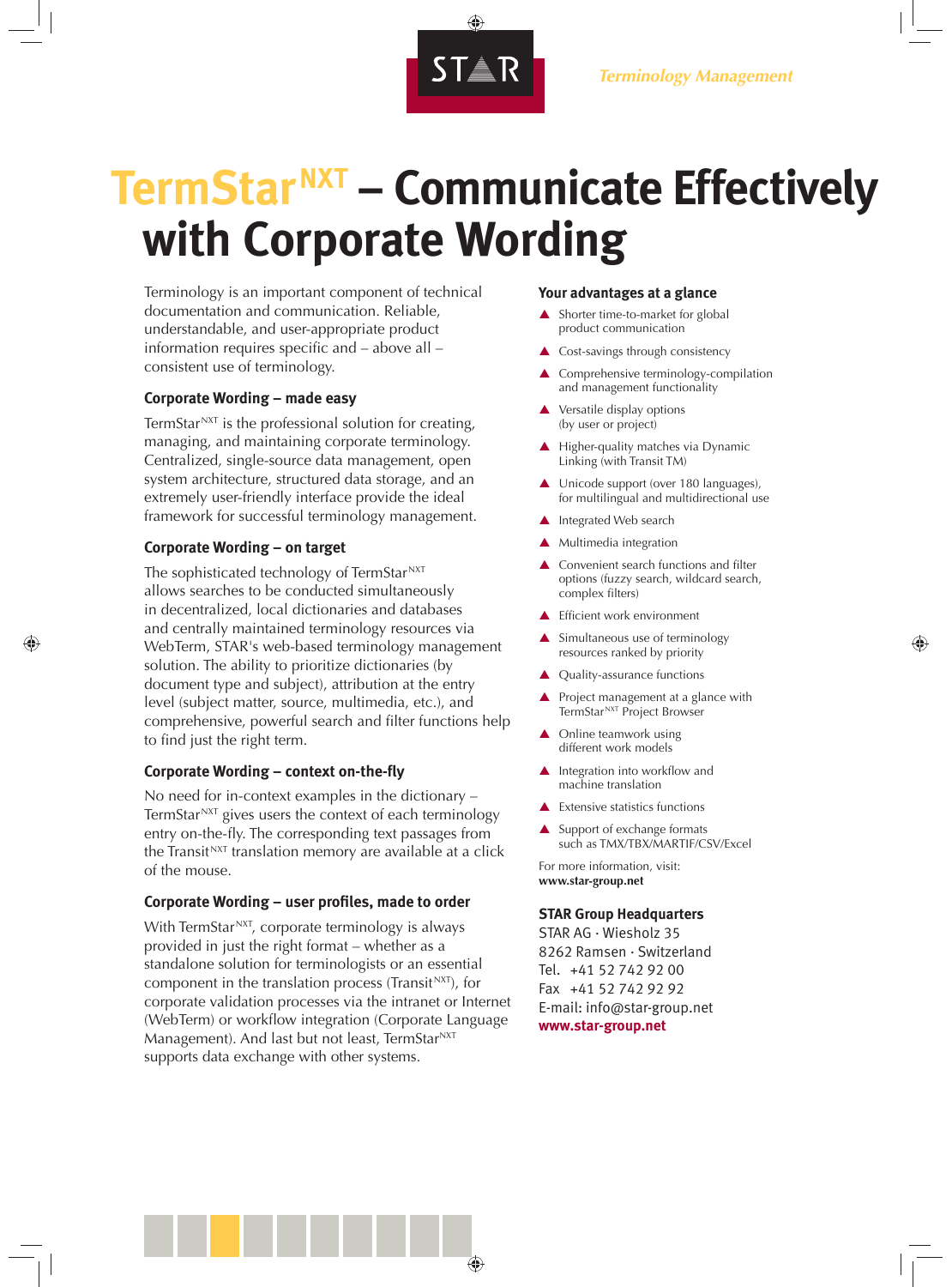STAR

*Terminology Management*

# TermStar[NXT] – Communicate Effectively with Corporate Wording

Terminology is an important component of technical documentation and communication. Reliable, understandable, and user-appropriate product information requires specific and – above all – consistent use of terminology.

### Corporate Wording – made easy

TermStar[NXT] is the professional solution for creating, managing, and maintaining corporate terminology. Centralized, single-source data management, open system architecture, structured data storage, and an extremely user-friendly interface provide the ideal framework for successful terminology management.

### Corporate Wording – on target

The sophisticated technology of TermStar[NXT] allows searches to be conducted simultaneously in decentralized, local dictionaries and databases and centrally maintained terminology resources via WebTerm, STAR's web-based terminology management solution. The ability to prioritize dictionaries (by document type and subject), attribution at the entry level (subject matter, source, multimedia, etc.), and comprehensive, powerful search and filter functions help to find just the right term.

### Corporate Wording – context on-the-fly

No need for in-context examples in the dictionary – TermStar[NXT] gives users the context of each terminology entry on-the-fly. The corresponding text passages from the Transit[NXT] translation memory are available at a click of the mouse.

### Corporate Wording – user profiles, made to order

With TermStar[NXT], corporate terminology is always provided in just the right format – whether as a standalone solution for terminologists or an essential component in the translation process (Transit[NXT]), for corporate validation processes via the intranet or Internet (WebTerm) or workflow integration (Corporate Language Management). And last but not least, TermStar[NXT] supports data exchange with other systems.

### Your advantages at a glance

- Shorter time-to-market for global product communication
- Cost-savings through consistency
- Comprehensive terminology-compilation and management functionality
- Versatile display options (by user or project)
- Higher-quality matches via Dynamic Linking (with Transit TM)
- Unicode support (over 180 languages), for multilingual and multidirectional use
- Integrated Web search
- Multimedia integration
- Convenient search functions and filter options (fuzzy search, wildcard search, complex filters)
- Efficient work environment
- Simultaneous use of terminology resources ranked by priority
- Quality-assurance functions
- Project management at a glance with TermStar[NXT] Project Browser
- Online teamwork using different work models
- Integration into workflow and machine translation
- Extensive statistics functions
- Support of exchange formats such as TMX/TBX/MARTIF/CSV/Excel

For more information, visit:
**www.star-group.net**

### STAR Group Headquarters

STAR AG · Wiesholz 35
8262 Ramsen · Switzerland
Tel. +41 52 742 92 00
Fax +41 52 742 92 92
E-mail: info@star-group.net
**www.star-group.net**